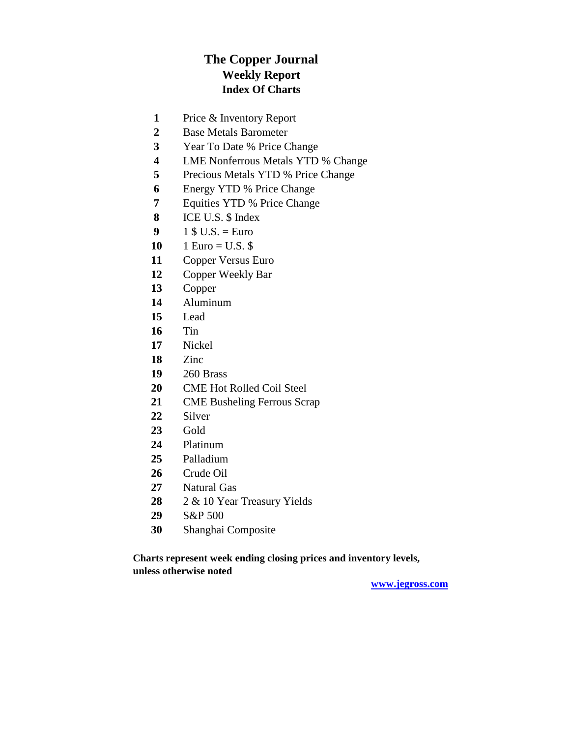# The Copper Journal

## Weekly Report

### Index Of Charts

| | |
|---|---|
| **1** | Price & Inventory Report |
| **2** | Base Metals Barometer |
| **3** | Year To Date % Price Change |
| **4** | LME Nonferrous Metals YTD % Change |
| **5** | Precious Metals YTD % Price Change |
| **6** | Energy YTD % Price Change |
| **7** | Equities YTD % Price Change |
| **8** | ICE U.S. $ Index |
| **9** | 1 $ U.S. = Euro |
| **10** | 1 Euro = U.S. $ |
| **11** | Copper Versus Euro |
| **12** | Copper Weekly Bar |
| **13** | Copper |
| **14** | Aluminum |
| **15** | Lead |
| **16** | Tin |
| **17** | Nickel |
| **18** | Zinc |
| **19** | 260 Brass |
| **20** | CME Hot Rolled Coil Steel |
| **21** | CME Busheling Ferrous Scrap |
| **22** | Silver |
| **23** | Gold |
| **24** | Platinum |
| **25** | Palladium |
| **26** | Crude Oil |
| **27** | Natural Gas |
| **28** | 2 & 10 Year Treasury Yields |
| **29** | S&P 500 |
| **30** | Shanghai Composite |

**Charts represent week ending closing prices and inventory levels, unless otherwise noted**

**www.jegross.com**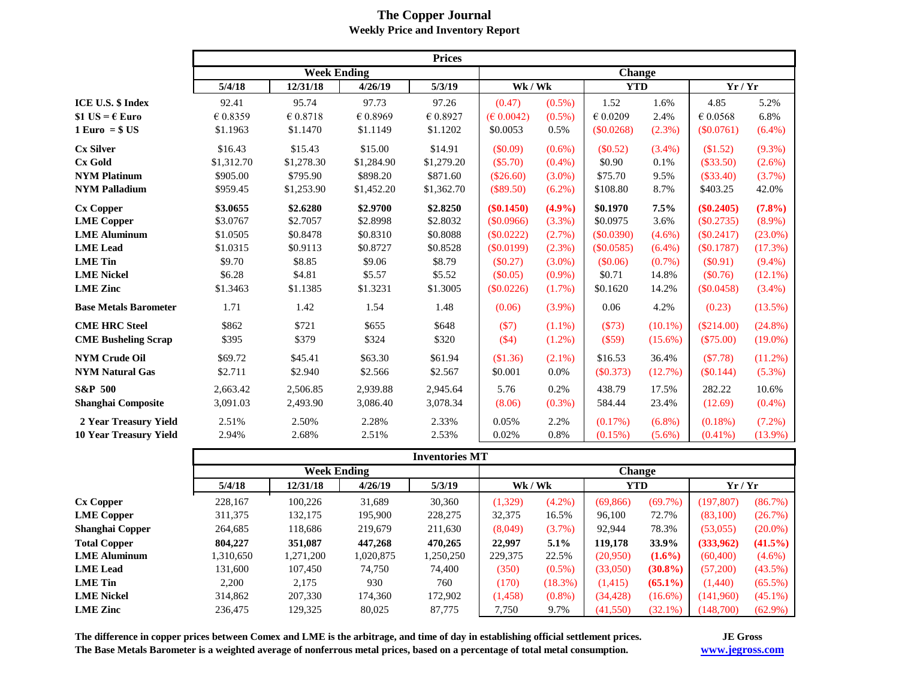# The Copper Journal

## Weekly Price and Inventory Report

| | Prices | | | | | | | | | |
|---|---|---|---|---|---|---|---|---|---|---|
| | Week Ending | | | | Change | | | | | |
| | 5/4/18 | 12/31/18 | 4/26/19 | 5/3/19 | Wk / Wk | | YTD | | Yr / Yr | |
| **ICE U.S. $ Index** | 92.41 | 95.74 | 97.73 | 97.26 | (0.47) | (0.5%) | 1.52 | 1.6% | 4.85 | 5.2% |
| **$1 US = € Euro** | € 0.8359 | € 0.8718 | € 0.8969 | € 0.8927 | (€ 0.0042) | (0.5%) | € 0.0209 | 2.4% | € 0.0568 | 6.8% |
| **1 Euro = $ US** | $1.1963 | $1.1470 | $1.1149 | $1.1202 | $0.0053 | 0.5% | ($0.0268) | (2.3%) | ($0.0761) | (6.4%) |
| **Cx Silver** | $16.43 | $15.43 | $15.00 | $14.91 | ($0.09) | (0.6%) | ($0.52) | (3.4%) | ($1.52) | (9.3%) |
| **Cx Gold** | $1,312.70 | $1,278.30 | $1,284.90 | $1,279.20 | ($5.70) | (0.4%) | $0.90 | 0.1% | ($33.50) | (2.6%) |
| **NYM Platinum** | $905.00 | $795.90 | $898.20 | $871.60 | ($26.60) | (3.0%) | $75.70 | 9.5% | ($33.40) | (3.7%) |
| **NYM Palladium** | $959.45 | $1,253.90 | $1,452.20 | $1,362.70 | ($89.50) | (6.2%) | $108.80 | 8.7% | $403.25 | 42.0% |
| **Cx Copper** | **$3.0655** | **$2.6280** | **$2.9700** | **$2.8250** | **($0.1450)** | **(4.9%)** | **$0.1970** | **7.5%** | **($0.2405)** | **(7.8%)** |
| **LME Copper** | $3.0767 | $2.7057 | $2.8998 | $2.8032 | ($0.0966) | (3.3%) | $0.0975 | 3.6% | ($0.2735) | (8.9%) |
| **LME Aluminum** | $1.0505 | $0.8478 | $0.8310 | $0.8088 | ($0.0222) | (2.7%) | ($0.0390) | (4.6%) | ($0.2417) | (23.0%) |
| **LME Lead** | $1.0315 | $0.9113 | $0.8727 | $0.8528 | ($0.0199) | (2.3%) | ($0.0585) | (6.4%) | ($0.1787) | (17.3%) |
| **LME Tin** | $9.70 | $8.85 | $9.06 | $8.79 | ($0.27) | (3.0%) | ($0.06) | (0.7%) | ($0.91) | (9.4%) |
| **LME Nickel** | $6.28 | $4.81 | $5.57 | $5.52 | ($0.05) | (0.9%) | $0.71 | 14.8% | ($0.76) | (12.1%) |
| **LME Zinc** | $1.3463 | $1.1385 | $1.3231 | $1.3005 | ($0.0226) | (1.7%) | $0.1620 | 14.2% | ($0.0458) | (3.4%) |
| **Base Metals Barometer** | 1.71 | 1.42 | 1.54 | 1.48 | (0.06) | (3.9%) | 0.06 | 4.2% | (0.23) | (13.5%) |
| **CME HRC Steel** | $862 | $721 | $655 | $648 | ($7) | (1.1%) | ($73) | (10.1%) | ($214.00) | (24.8%) |
| **CME Busheling Scrap** | $395 | $379 | $324 | $320 | ($4) | (1.2%) | ($59) | (15.6%) | ($75.00) | (19.0%) |
| **NYM Crude Oil** | $69.72 | $45.41 | $63.30 | $61.94 | ($1.36) | (2.1%) | $16.53 | 36.4% | ($7.78) | (11.2%) |
| **NYM Natural Gas** | $2.711 | $2.940 | $2.566 | $2.567 | $0.001 | 0.0% | ($0.373) | (12.7%) | ($0.144) | (5.3%) |
| **S&P 500** | 2,663.42 | 2,506.85 | 2,939.88 | 2,945.64 | 5.76 | 0.2% | 438.79 | 17.5% | 282.22 | 10.6% |
| **Shanghai Composite** | 3,091.03 | 2,493.90 | 3,086.40 | 3,078.34 | (8.06) | (0.3%) | 584.44 | 23.4% | (12.69) | (0.4%) |
| **2 Year Treasury Yield** | 2.51% | 2.50% | 2.28% | 2.33% | 0.05% | 2.2% | (0.17%) | (6.8%) | (0.18%) | (7.2%) |
| **10 Year Treasury Yield** | 2.94% | 2.68% | 2.51% | 2.53% | 0.02% | 0.8% | (0.15%) | (5.6%) | (0.41%) | (13.9%) |

| | Inventories MT | | | | | | | | | |
|---|---|---|---|---|---|---|---|---|---|---|
| | Week Ending | | | | Change | | | | | |
| | 5/4/18 | 12/31/18 | 4/26/19 | 5/3/19 | Wk / Wk | | YTD | | Yr / Yr | |
| **Cx Copper** | 228,167 | 100,226 | 31,689 | 30,360 | (1,329) | (4.2%) | (69,866) | (69.7%) | (197,807) | (86.7%) |
| **LME Copper** | 311,375 | 132,175 | 195,900 | 228,275 | 32,375 | 16.5% | 96,100 | 72.7% | (83,100) | (26.7%) |
| **Shanghai Copper** | 264,685 | 118,686 | 219,679 | 211,630 | (8,049) | (3.7%) | 92,944 | 78.3% | (53,055) | (20.0%) |
| **Total Copper** | **804,227** | **351,087** | **447,268** | **470,265** | **22,997** | **5.1%** | **119,178** | **33.9%** | **(333,962)** | **(41.5%)** |
| **LME Aluminum** | 1,310,650 | 1,271,200 | 1,020,875 | 1,250,250 | 229,375 | 22.5% | (20,950) | **(1.6%)** | (60,400) | (4.6%) |
| **LME Lead** | 131,600 | 107,450 | 74,750 | 74,400 | (350) | (0.5%) | (33,050) | **(30.8%)** | (57,200) | (43.5%) |
| **LME Tin** | 2,200 | 2,175 | 930 | 760 | (170) | (18.3%) | (1,415) | **(65.1%)** | (1,440) | (65.5%) |
| **LME Nickel** | 314,862 | 207,330 | 174,360 | 172,902 | (1,458) | (0.8%) | (34,428) | (16.6%) | (141,960) | (45.1%) |
| **LME Zinc** | 236,475 | 129,325 | 80,025 | 87,775 | 7,750 | 9.7% | (41,550) | (32.1%) | (148,700) | (62.9%) |

**The difference in copper prices between Comex and LME is the arbitrage, and time of day in establishing official settlement prices.**

**The Base Metals Barometer is a weighted average of nonferrous metal prices, based on a percentage of total metal consumption.**

**JE Gross**
**www.jegross.com**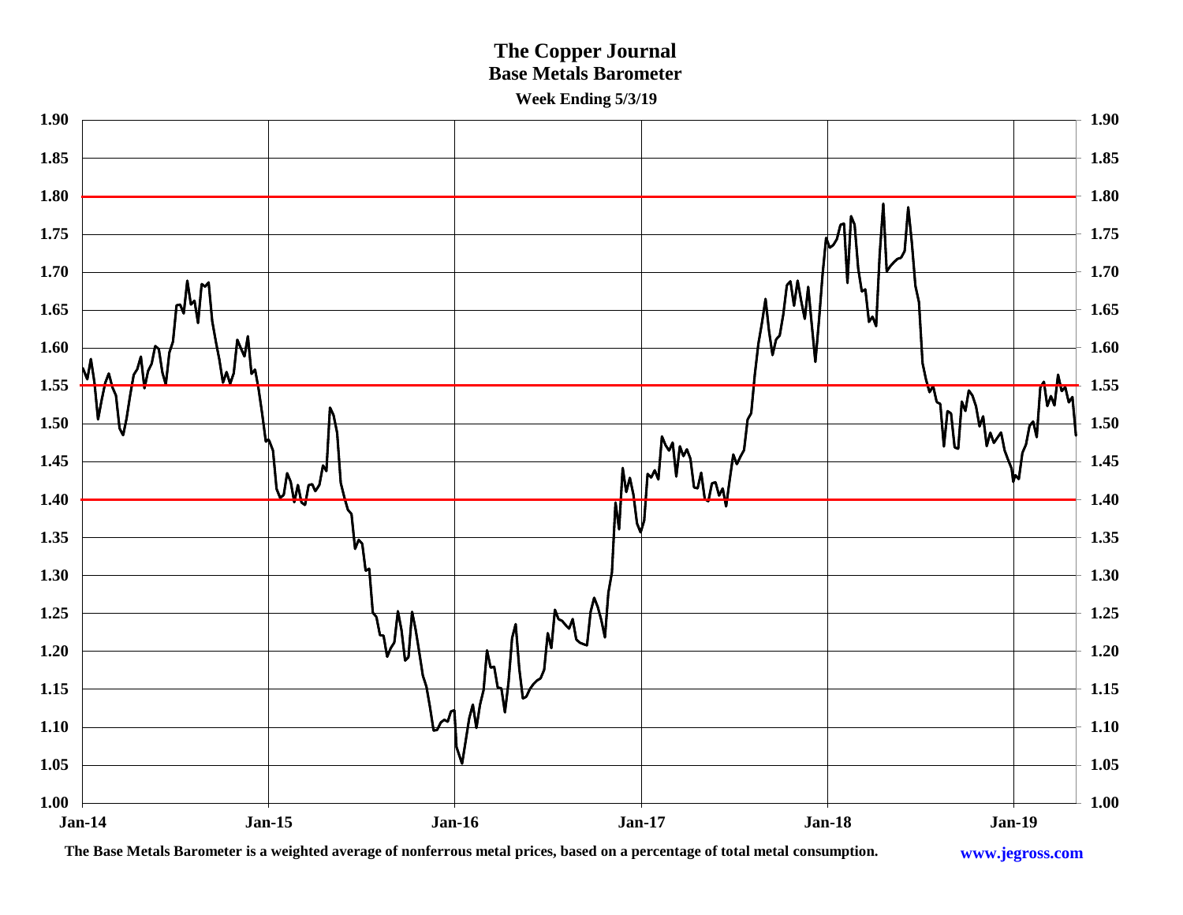# The Copper Journal

## Base Metals Barometer

**Week Ending 5/3/19**

The Base Metals Barometer is a weighted average of nonferrous metal prices, based on a percentage of total metal consumption.

www.jegross.com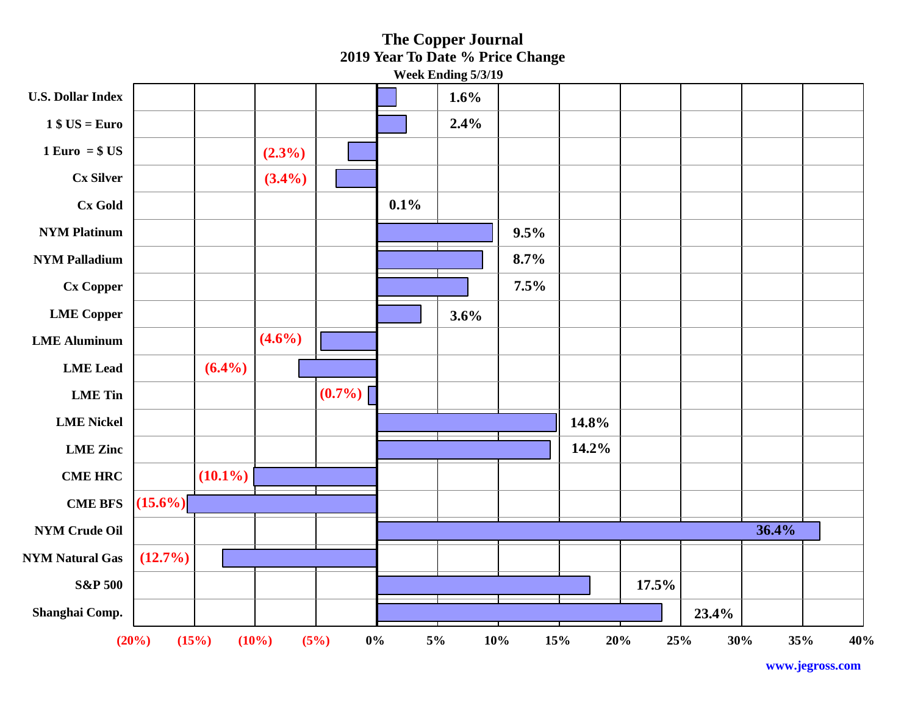# The Copper Journal

## 2019 Year To Date % Price Change

### Week Ending 5/3/19

| Item | % Change |
|---|---|
| U.S. Dollar Index | 1.6% |
| 1 $ US = Euro | 2.4% |
| 1 Euro = $ US | (2.3%) |
| Cx Silver | (3.4%) |
| Cx Gold | 0.1% |
| NYM Platinum | 9.5% |
| NYM Palladium | 8.7% |
| Cx Copper | 7.5% |
| LME Copper | 3.6% |
| LME Aluminum | (4.6%) |
| LME Lead | (6.4%) |
| LME Tin | (0.7%) |
| LME Nickel | 14.8% |
| LME Zinc | 14.2% |
| CME HRC | (10.1%) |
| CME BFS | (15.6%) |
| NYM Crude Oil | 36.4% |
| NYM Natural Gas | (12.7%) |
| S&P 500 | 17.5% |
| Shanghai Comp. | 23.4% |

www.jegross.com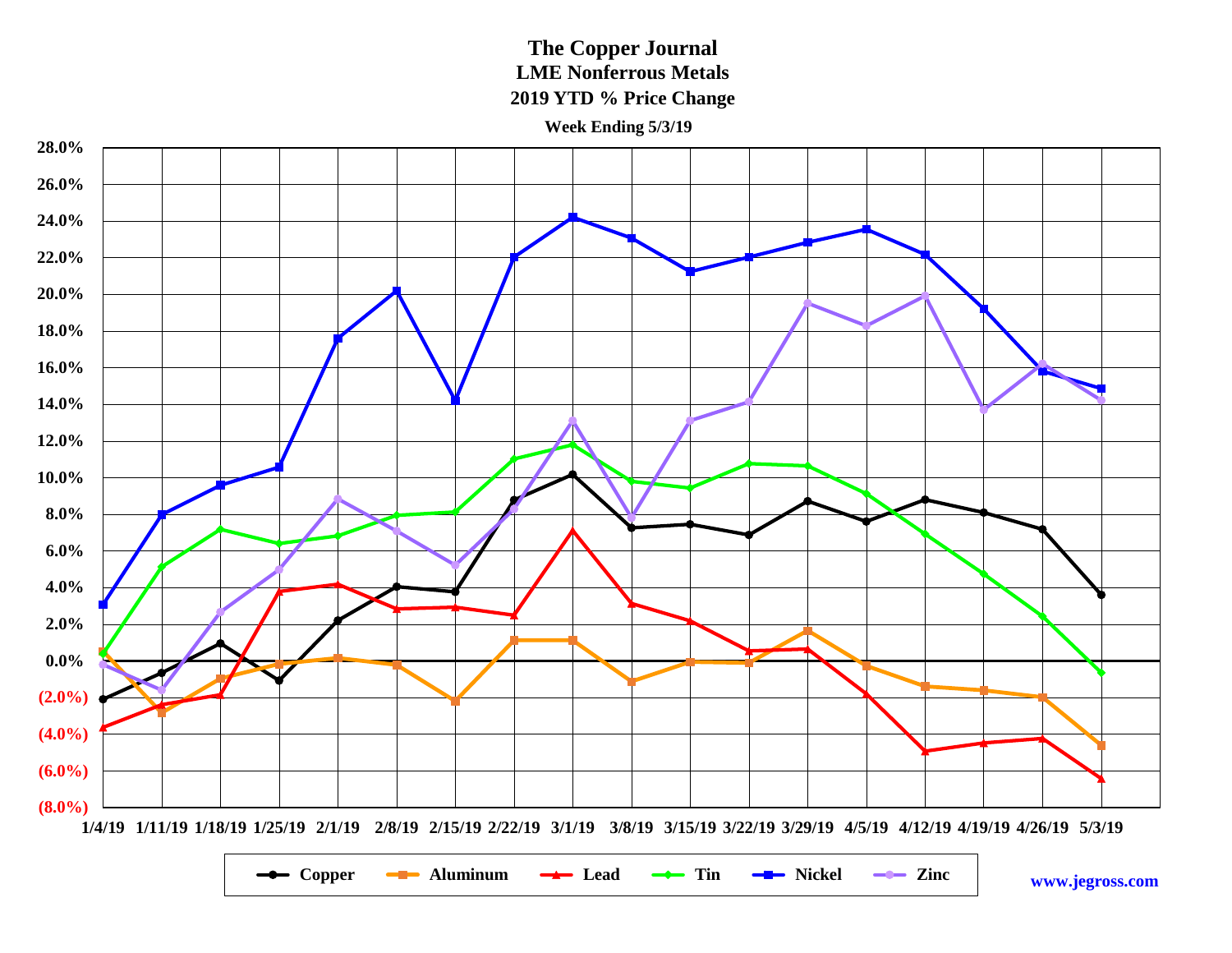# The Copper Journal

## LME Nonferrous Metals

### 2019 YTD % Price Change

**Week Ending 5/3/19**

Copper | Aluminum | Lead | Tin | Nickel | Zinc

www.jegross.com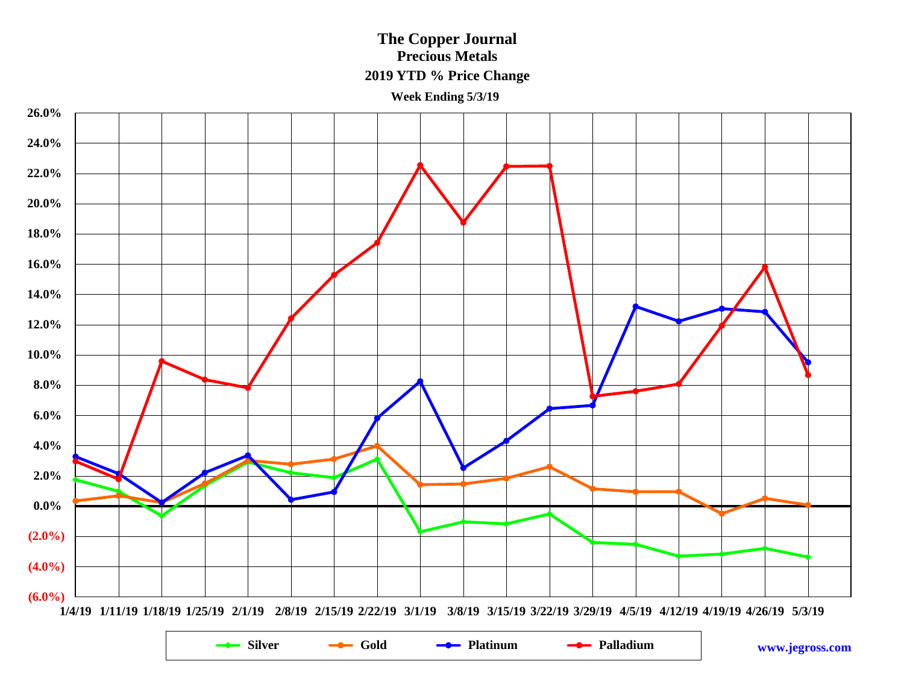# The Copper Journal

## Precious Metals

### 2019 YTD % Price Change

**Week Ending 5/3/19**

26.0%
24.0%
22.0%
20.0%
18.0%
16.0%
14.0%
12.0%
10.0%
8.0%
6.0%
4.0%
2.0%
0.0%
(2.0%)
(4.0%)
(6.0%)

1/4/19 1/11/19 1/18/19 1/25/19 2/1/19 2/8/19 2/15/19 2/22/19 3/1/19 3/8/19 3/15/19 3/22/19 3/29/19 4/5/19 4/12/19 4/19/19 4/26/19 5/3/19

Silver Gold Platinum Palladium

www.jegross.com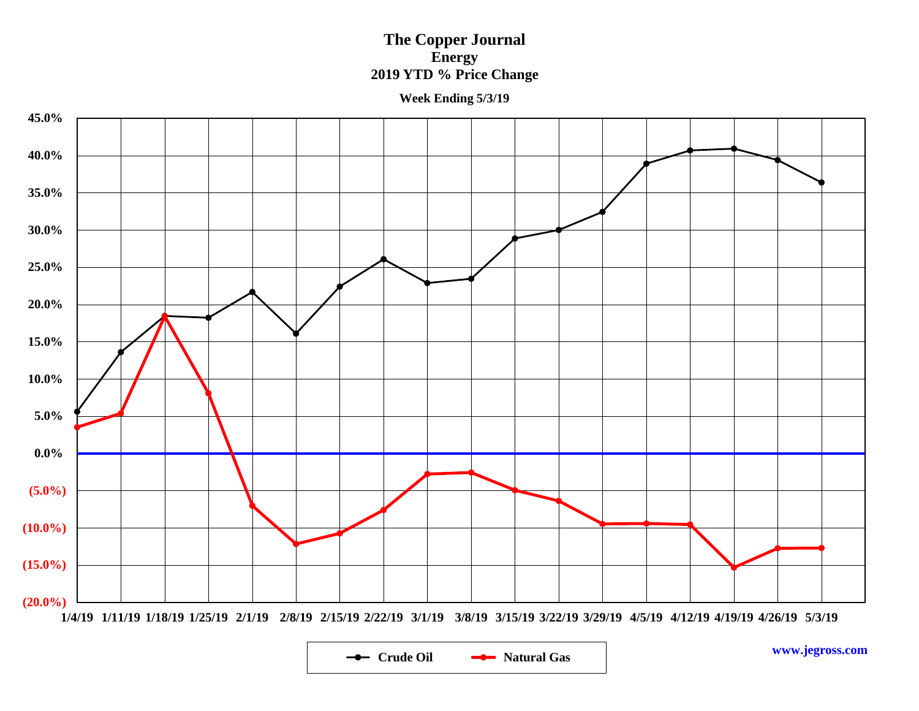# The Copper Journal
## Energy
## 2019 YTD % Price Change

**Week Ending 5/3/19**

45.0%
40.0%
35.0%
30.0%
25.0%
20.0%
15.0%
10.0%
5.0%
0.0%
(5.0%)
(10.0%)
(15.0%)
(20.0%)

1/4/19 1/11/19 1/18/19 1/25/19 2/1/19 2/8/19 2/15/19 2/22/19 3/1/19 3/8/19 3/15/19 3/22/19 3/29/19 4/5/19 4/12/19 4/19/19 4/26/19 5/3/19

Crude Oil — Natural Gas

www.jegross.com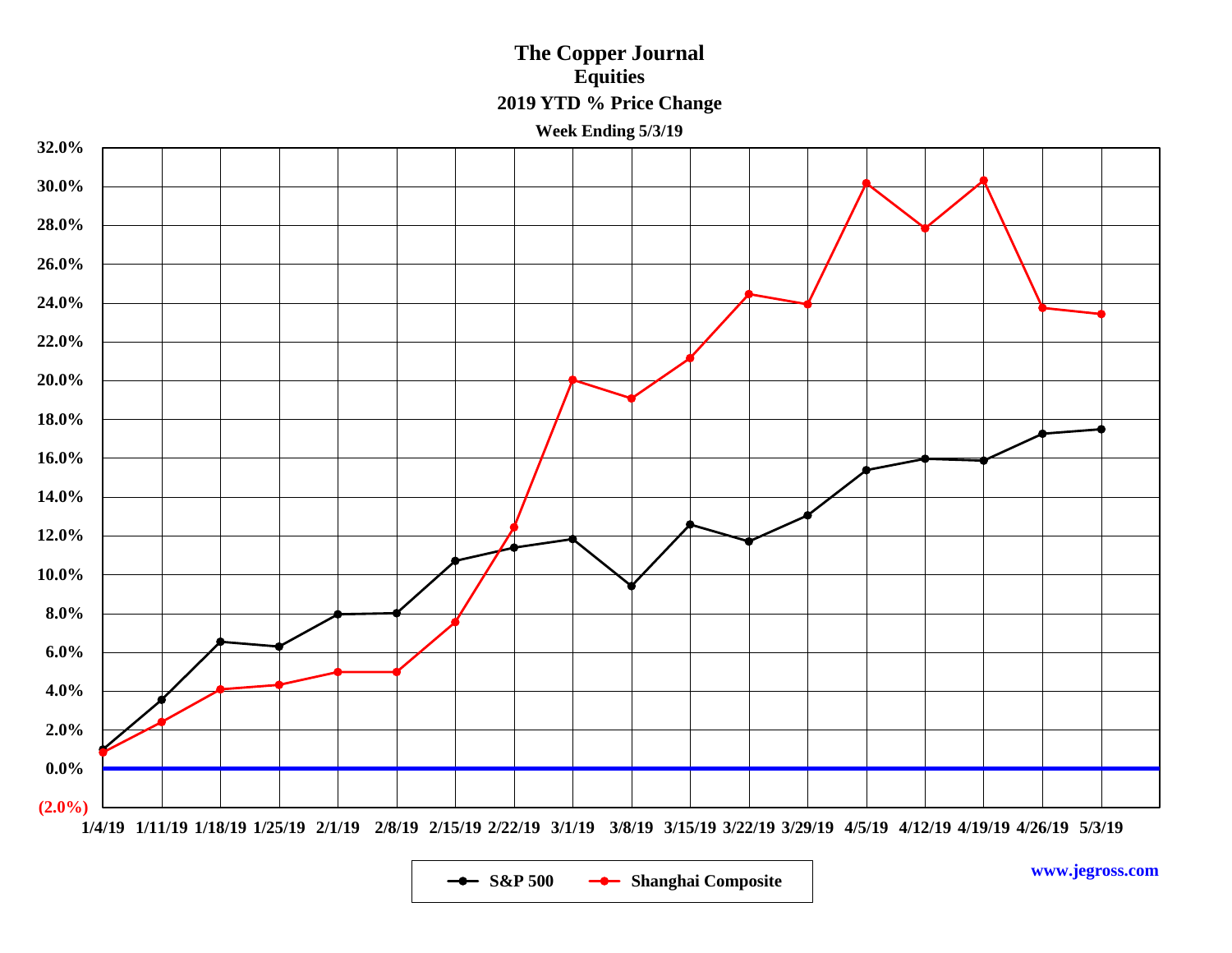# The Copper Journal

## Equities

### 2019 YTD % Price Change

**Week Ending 5/3/19**

32.0%
30.0%
28.0%
26.0%
24.0%
22.0%
20.0%
18.0%
16.0%
14.0%
12.0%
10.0%
8.0%
6.0%
4.0%
2.0%
0.0%
(2.0%)

1/4/19 1/11/19 1/18/19 1/25/19 2/1/19 2/8/19 2/15/19 2/22/19 3/1/19 3/8/19 3/15/19 3/22/19 3/29/19 4/5/19 4/12/19 4/19/19 4/26/19 5/3/19

S&P 500 — Shanghai Composite

www.jegross.com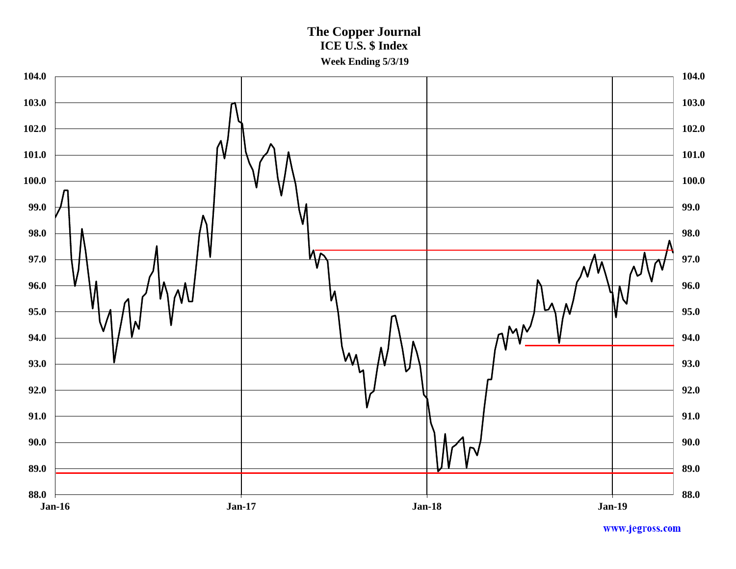# The Copper Journal

## ICE U.S. $ Index

### Week Ending 5/3/19

www.jegross.com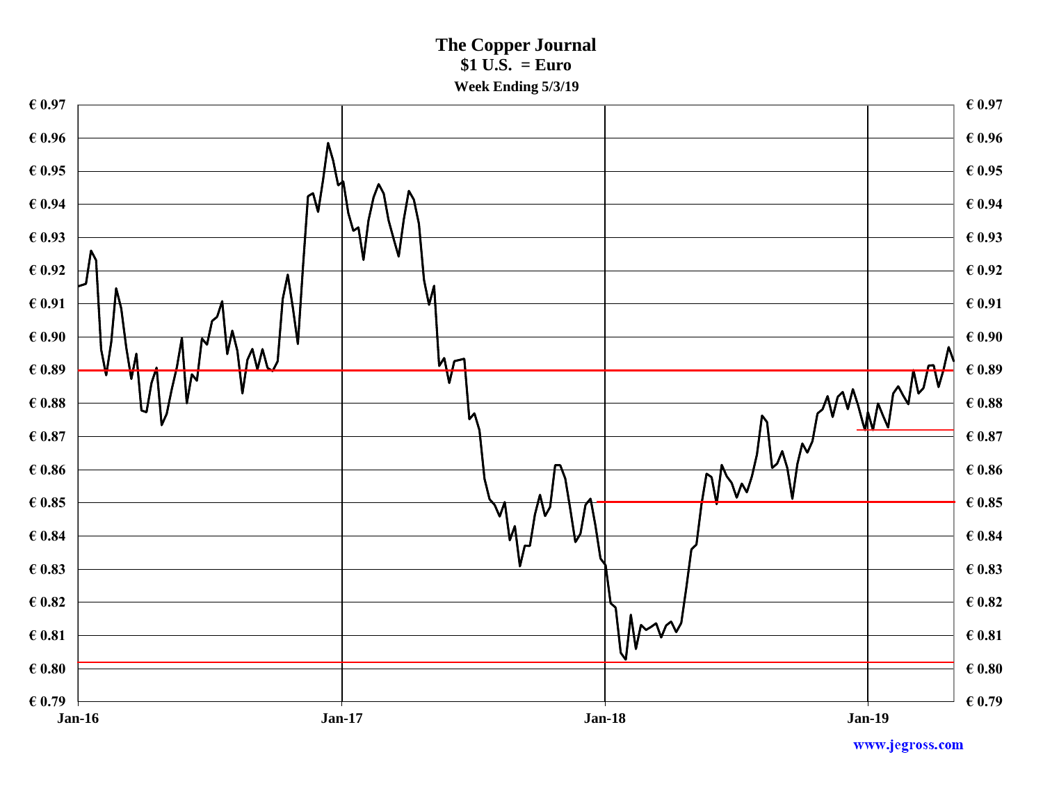# The Copper Journal

**$1 U.S. = Euro**

**Week Ending 5/3/19**

€ 0.97
€ 0.96
€ 0.95
€ 0.94
€ 0.93
€ 0.92
€ 0.91
€ 0.90
€ 0.89
€ 0.88
€ 0.87
€ 0.86
€ 0.85
€ 0.84
€ 0.83
€ 0.82
€ 0.81
€ 0.80
€ 0.79

Jan-16 Jan-17 Jan-18 Jan-19

www.jegross.com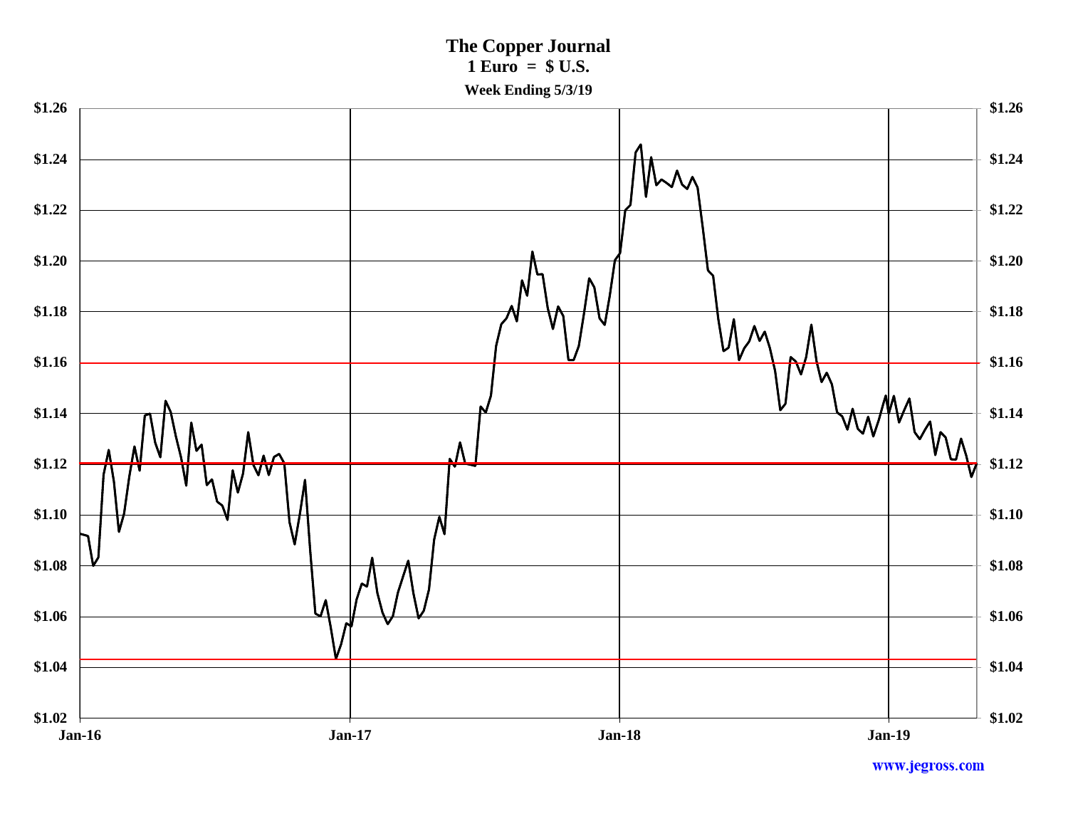# The Copper Journal

**1 Euro = $ U.S.**

**Week Ending 5/3/19**

$1.26
$1.24
$1.22
$1.20
$1.18
$1.16
$1.14
$1.12
$1.10
$1.08
$1.06
$1.04
$1.02

Jan-16 | Jan-17 | Jan-18 | Jan-19

www.jegross.com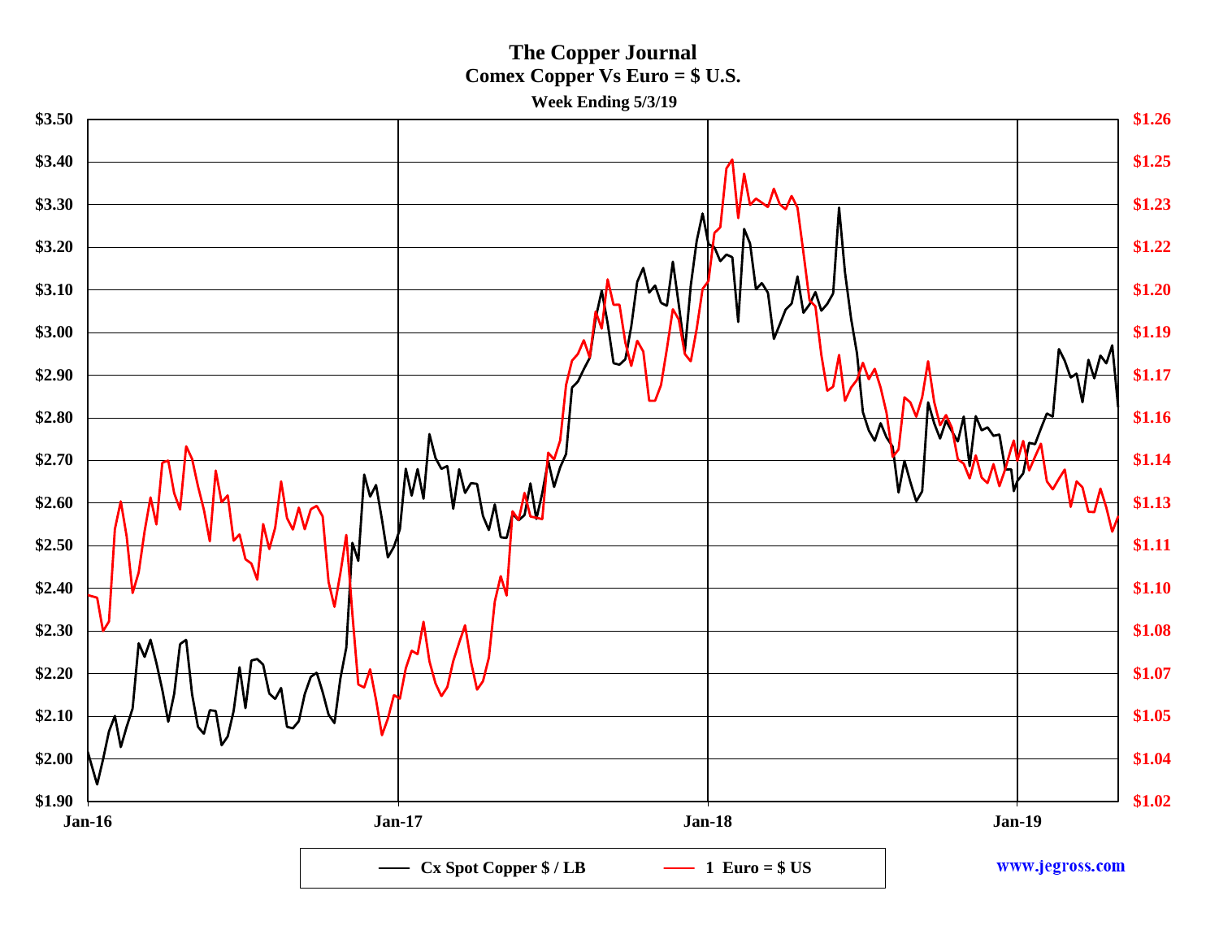# The Copper Journal

## Comex Copper Vs Euro = $ U.S.

**Week Ending 5/3/19**

$3.50 $3.40 $3.30 $3.20 $3.10 $3.00 $2.90 $2.80 $2.70 $2.60 $2.50 $2.40 $2.30 $2.20 $2.10 $2.00 $1.90

$1.26 $1.25 $1.23 $1.22 $1.20 $1.19 $1.17 $1.16 $1.14 $1.13 $1.11 $1.10 $1.08 $1.07 $1.05 $1.04 $1.02

Jan-16 Jan-17 Jan-18 Jan-19

Cx Spot Copper $ / LB — 1 Euro = $ US

www.jegross.com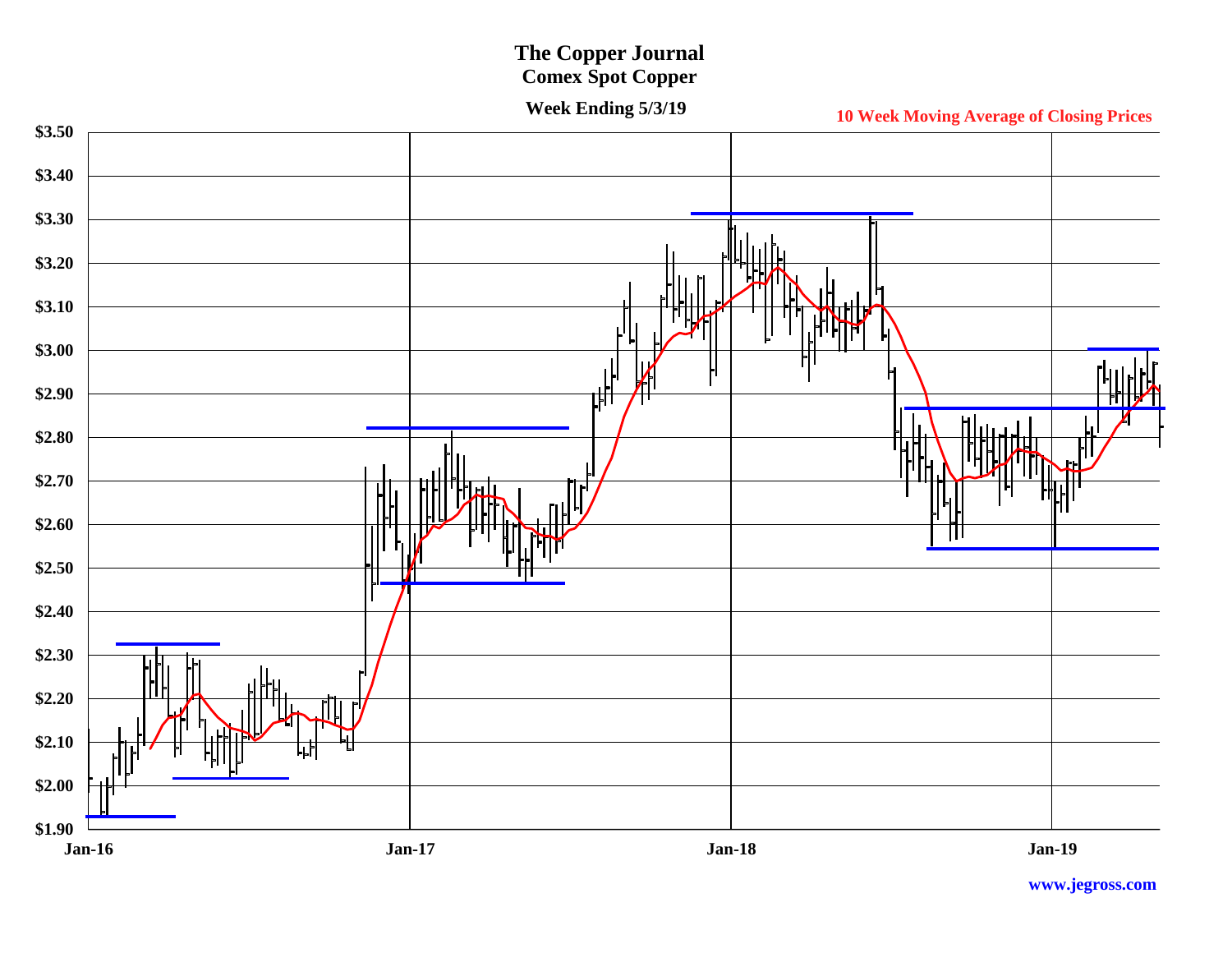# The Copper Journal

## Comex Spot Copper

**Week Ending 5/3/19**

**10 Week Moving Average of Closing Prices**

$3.50
$3.40
$3.30
$3.20
$3.10
$3.00
$2.90
$2.80
$2.70
$2.60
$2.50
$2.40
$2.30
$2.20
$2.10
$2.00
$1.90

Jan-16 Jan-17 Jan-18 Jan-19

www.jegross.com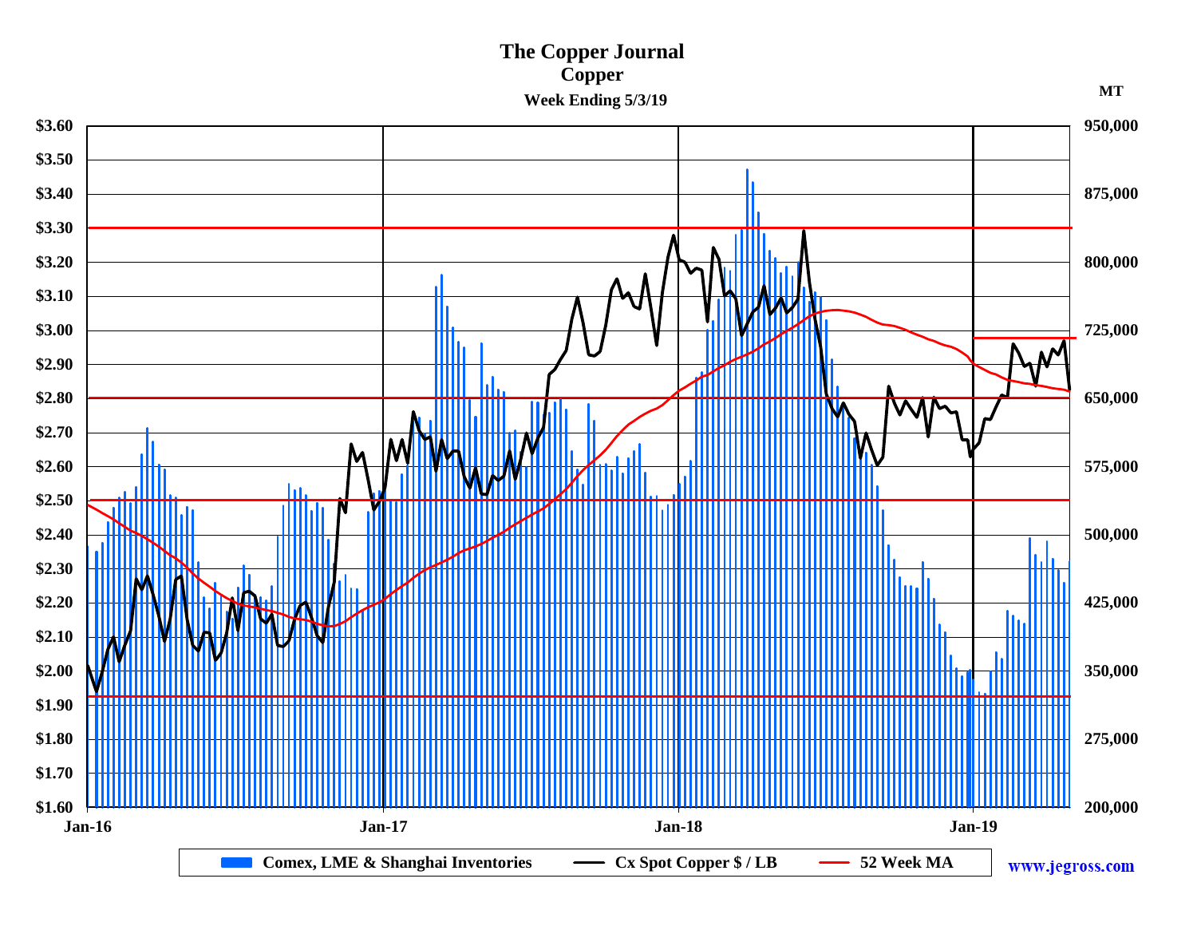# The Copper Journal

## Copper

### Week Ending 5/3/19

MT

$3.60 | $3.50 | $3.40 | $3.30 | $3.20 | $3.10 | $3.00 | $2.90 | $2.80 | $2.70 | $2.60 | $2.50 | $2.40 | $2.30 | $2.20 | $2.10 | $2.00 | $1.90 | $1.80 | $1.70 | $1.60

950,000 | 875,000 | 800,000 | 725,000 | 650,000 | 575,000 | 500,000 | 425,000 | 350,000 | 275,000 | 200,000

Jan-16 | Jan-17 | Jan-18 | Jan-19

Comex, LME & Shanghai Inventories | Cx Spot Copper $ / LB | 52 Week MA

www.jegross.com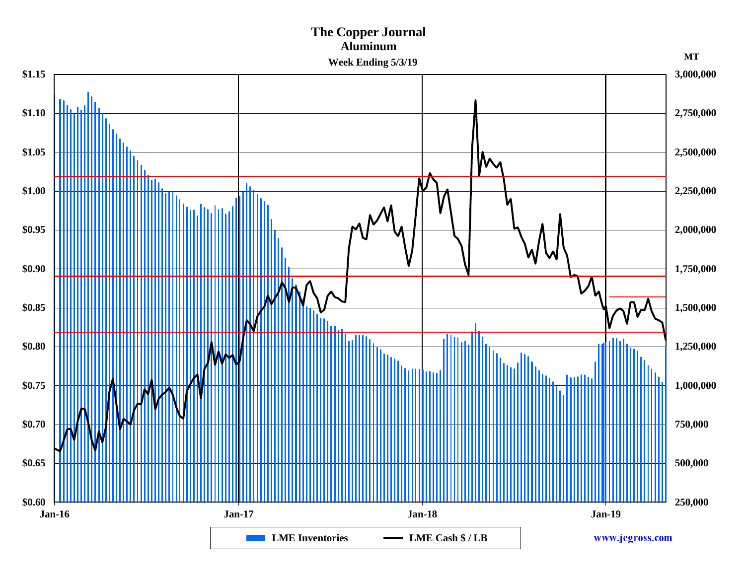# The Copper Journal

## Aluminum

### Week Ending 5/3/19

MT

$1.15 | 3,000,000
$1.10 | 2,750,000
$1.05 | 2,500,000
$1.00 | 2,250,000
$0.95 | 2,000,000
$0.90 | 1,750,000
$0.85 | 1,500,000
$0.80 | 1,250,000
$0.75 | 1,000,000
$0.70 | 750,000
$0.65 | 500,000
$0.60 | 250,000

Jan-16 | Jan-17 | Jan-18 | Jan-19

LME Inventories — LME Cash $ / LB

www.jegross.com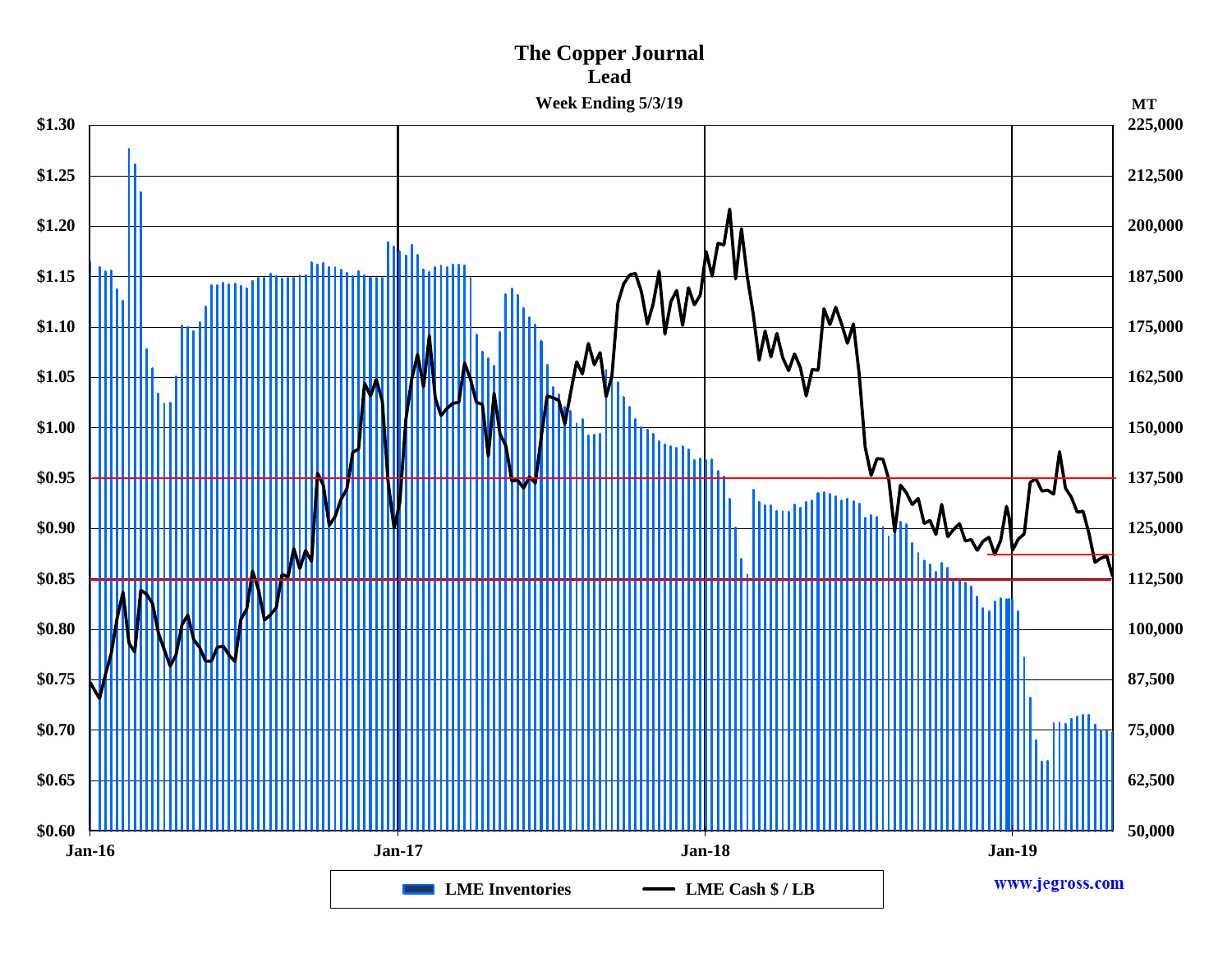# The Copper Journal

## Lead

### Week Ending 5/3/19

$1.30 | 225,000 MT
$1.25 | 212,500
$1.20 | 200,000
$1.15 | 187,500
$1.10 | 175,000
$1.05 | 162,500
$1.00 | 150,000
$0.95 | 137,500
$0.90 | 125,000
$0.85 | 112,500
$0.80 | 100,000
$0.75 | 87,500
$0.70 | 75,000
$0.65 | 62,500
$0.60 | 50,000

Jan-16 | Jan-17 | Jan-18 | Jan-19

LME Inventories | LME Cash $ / LB

www.jegross.com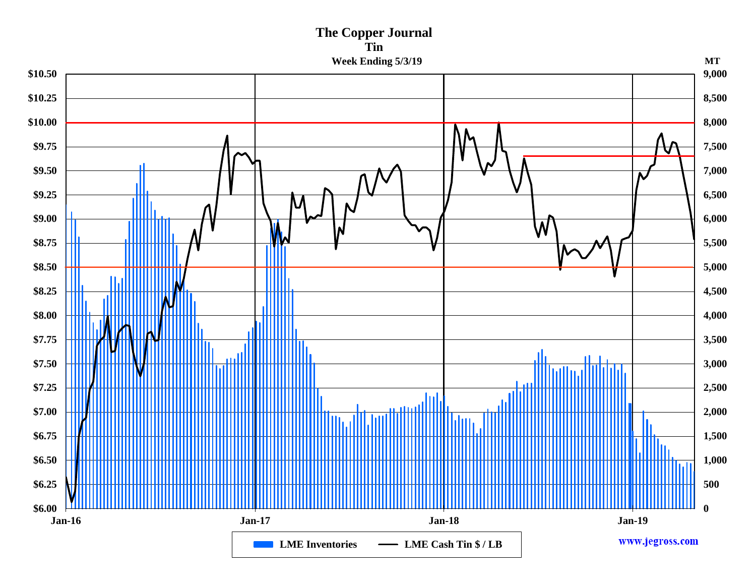# The Copper Journal

## Tin

### Week Ending 5/3/19

$10.50 | $10.25 | $10.00 | $9.75 | $9.50 | $9.25 | $9.00 | $8.75 | $8.50 | $8.25 | $8.00 | $7.75 | $7.50 | $7.25 | $7.00 | $6.75 | $6.50 | $6.25 | $6.00

MT: 9,000 | 8,500 | 8,000 | 7,500 | 7,000 | 6,500 | 6,000 | 5,500 | 5,000 | 4,500 | 4,000 | 3,500 | 3,000 | 2,500 | 2,000 | 1,500 | 1,000 | 500 | 0

Jan-16 | Jan-17 | Jan-18 | Jan-19

LME Inventories — LME Cash Tin $ / LB

www.jegross.com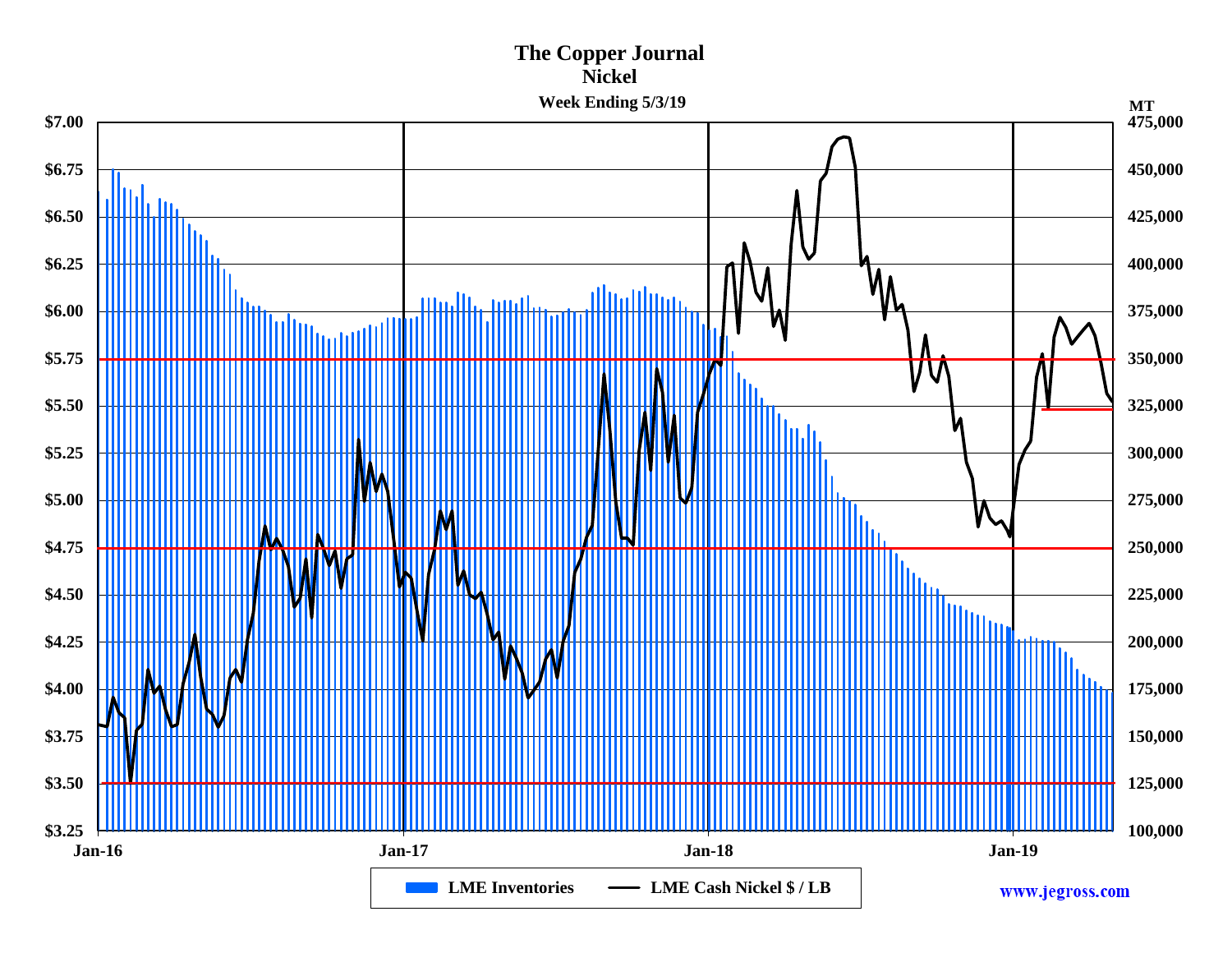# The Copper Journal

## Nickel

### Week Ending 5/3/19

$7.00 | $6.75 | $6.50 | $6.25 | $6.00 | $5.75 | $5.50 | $5.25 | $5.00 | $4.75 | $4.50 | $4.25 | $4.00 | $3.75 | $3.50 | $3.25

MT

475,000 | 450,000 | 425,000 | 400,000 | 375,000 | 350,000 | 325,000 | 300,000 | 275,000 | 250,000 | 225,000 | 200,000 | 175,000 | 150,000 | 125,000 | 100,000

Jan-16 | Jan-17 | Jan-18 | Jan-19

LME Inventories — LME Cash Nickel $ / LB

www.jegross.com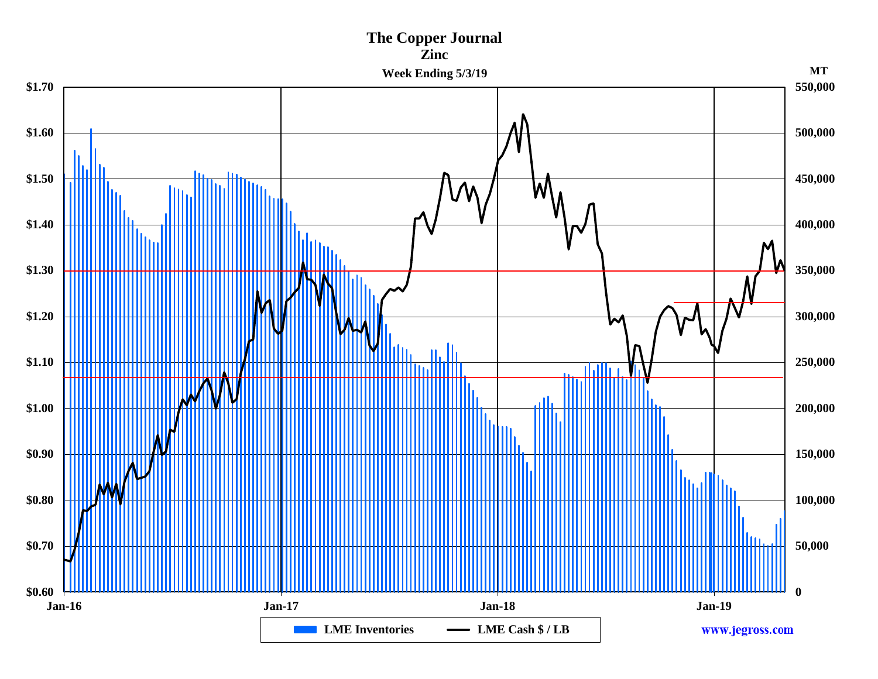# The Copper Journal

## Zinc

### Week Ending 5/3/19

| | |
|---|---|
| Left axis ($/LB) | $1.70, $1.60, $1.50, $1.40, $1.30, $1.20, $1.10, $1.00, $0.90, $0.80, $0.70, $0.60 |
| Right axis (MT) | 550,000, 500,000, 450,000, 400,000, 350,000, 300,000, 250,000, 200,000, 150,000, 100,000, 50,000, 0 |
| X axis | Jan-16, Jan-17, Jan-18, Jan-19 |

LME Inventories — LME Cash $ / LB

www.jegross.com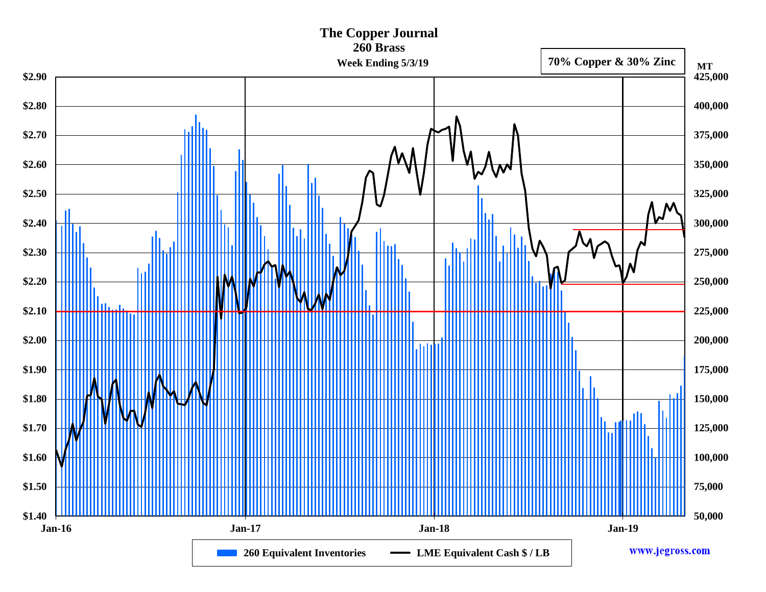# The Copper Journal

## 260 Brass

**Week Ending 5/3/19**

**70% Copper & 30% Zinc**

| Left axis ($/LB) | Right axis (MT) |
|---|---|
| $2.90 | 425,000 |
| $2.80 | 400,000 |
| $2.70 | 375,000 |
| $2.60 | 350,000 |
| $2.50 | 325,000 |
| $2.40 | 300,000 |
| $2.30 | 275,000 |
| $2.20 | 250,000 |
| $2.10 | 225,000 |
| $2.00 | 200,000 |
| $1.90 | 175,000 |
| $1.80 | 150,000 |
| $1.70 | 125,000 |
| $1.60 | 100,000 |
| $1.50 | 75,000 |
| $1.40 | 50,000 |

X-axis: Jan-16, Jan-17, Jan-18, Jan-19

Legend: 260 Equivalent Inventories — LME Equivalent Cash $ / LB

www.jegross.com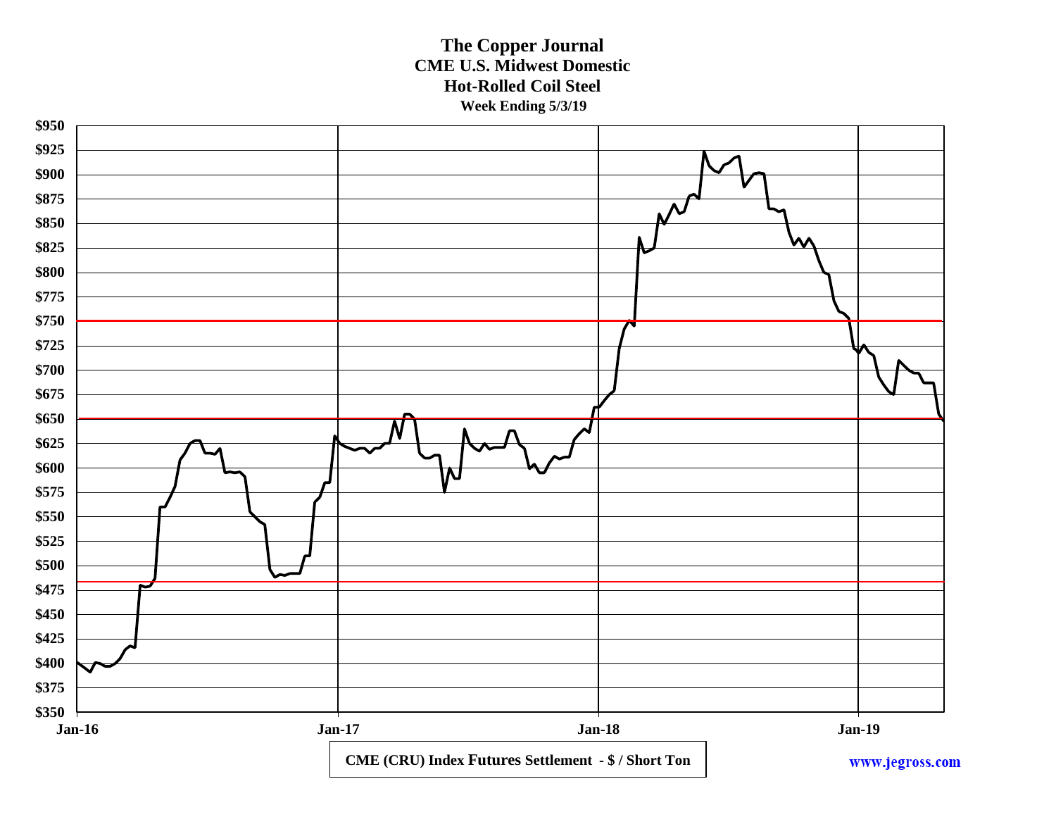# The Copper Journal

## CME U.S. Midwest Domestic Hot-Rolled Coil Steel

### Week Ending 5/3/19

CME (CRU) Index Futures Settlement - $ / Short Ton

www.jegross.com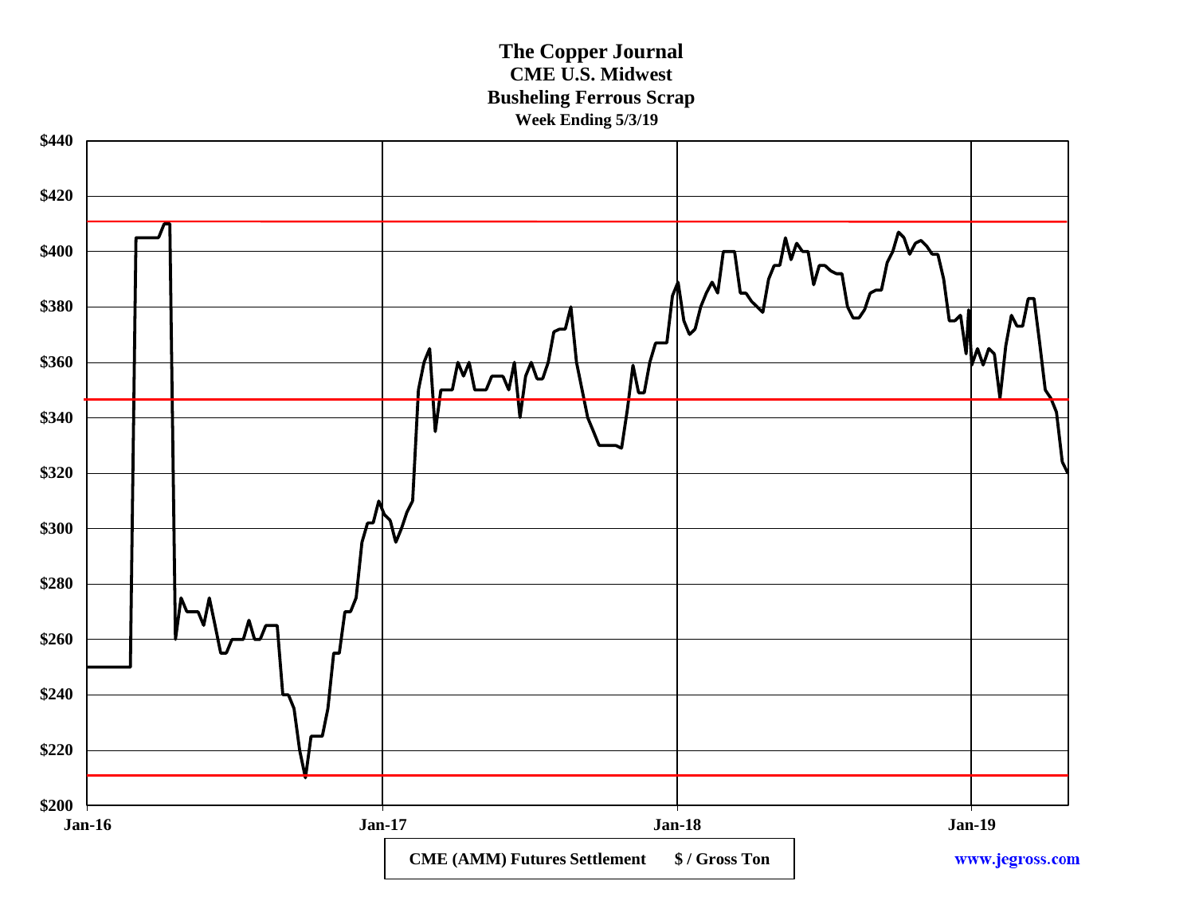# The Copper Journal

**CME U.S. Midwest**

**Busheling Ferrous Scrap**

**Week Ending 5/3/19**

$440
$420
$400
$380
$360
$340
$320
$300
$280
$260
$240
$220
$200

Jan-16 | Jan-17 | Jan-18 | Jan-19

**CME (AMM) Futures Settlement $ / Gross Ton**

www.jegross.com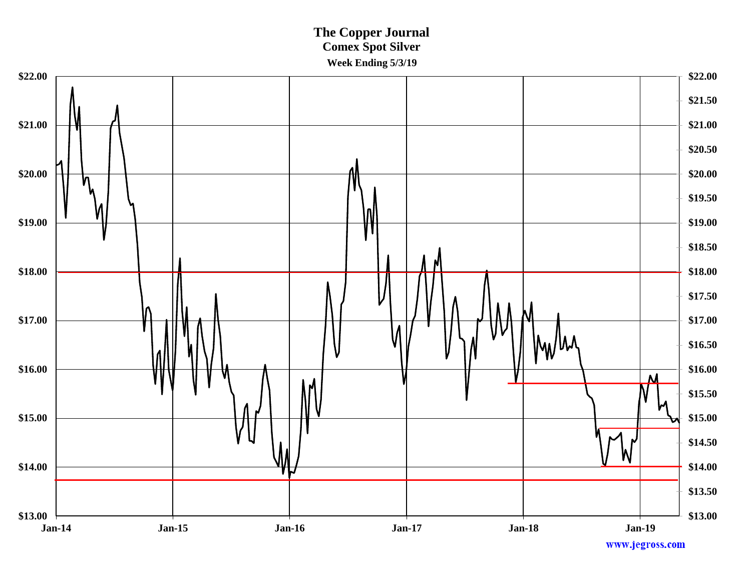# The Copper Journal

## Comex Spot Silver

### Week Ending 5/3/19

www.jegross.com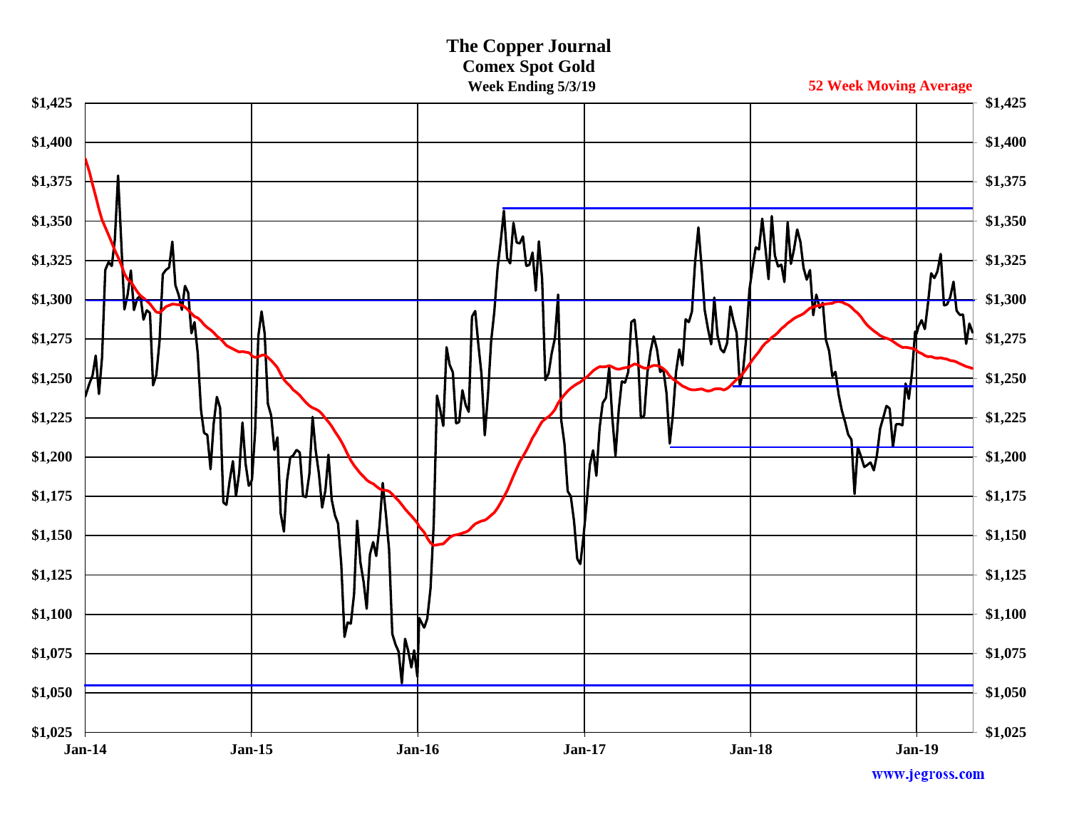# The Copper Journal

## Comex Spot Gold

### Week Ending 5/3/19

52 Week Moving Average

$1,425
$1,400
$1,375
$1,350
$1,325
$1,300
$1,275
$1,250
$1,225
$1,200
$1,175
$1,150
$1,125
$1,100
$1,075
$1,050
$1,025

Jan-14 | Jan-15 | Jan-16 | Jan-17 | Jan-18 | Jan-19

www.jegross.com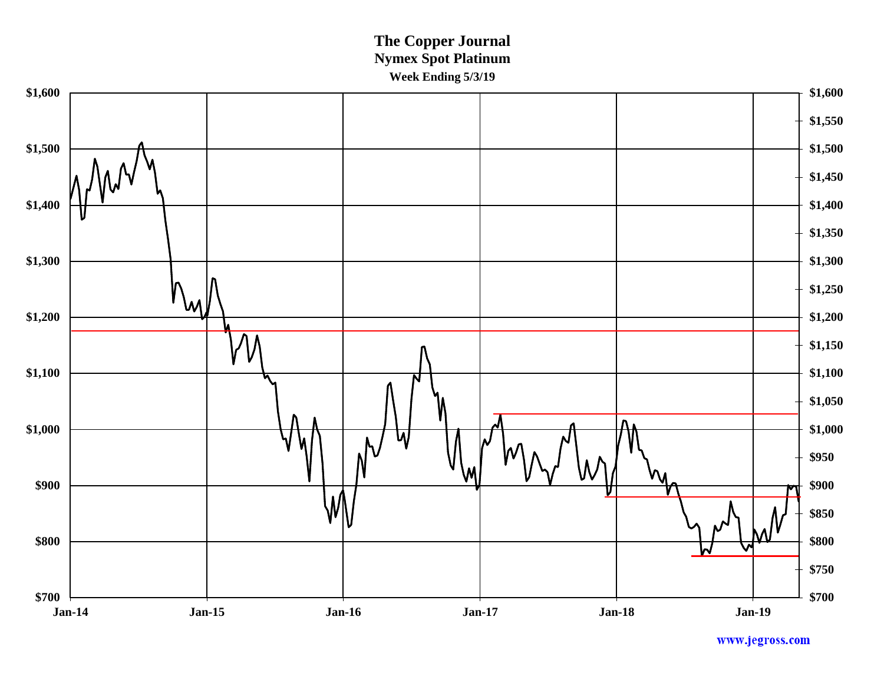# The Copper Journal

## Nymex Spot Platinum

### Week Ending 5/3/19

www.jegross.com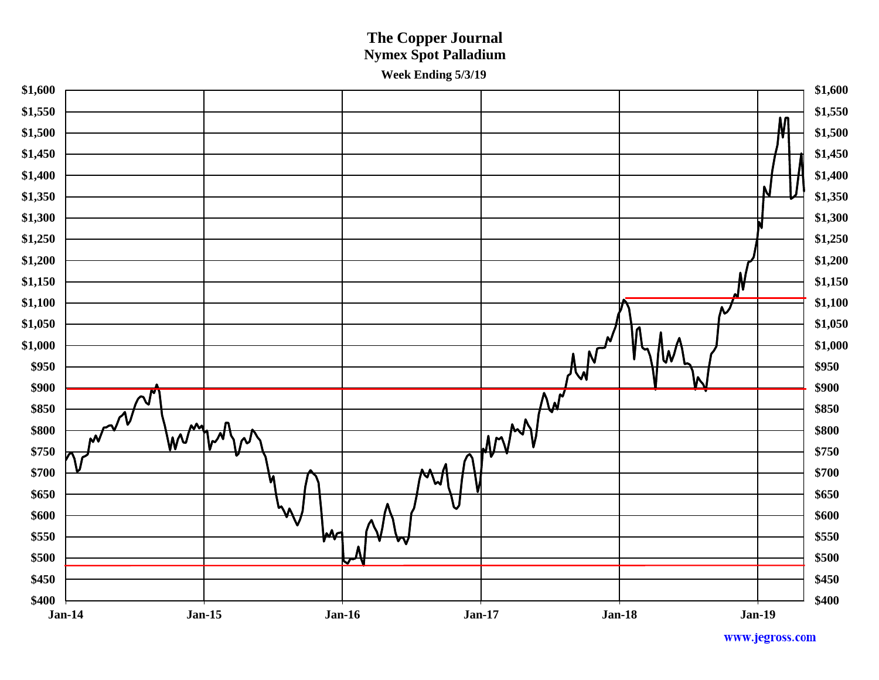# The Copper Journal

## Nymex Spot Palladium

**Week Ending 5/3/19**

www.jegross.com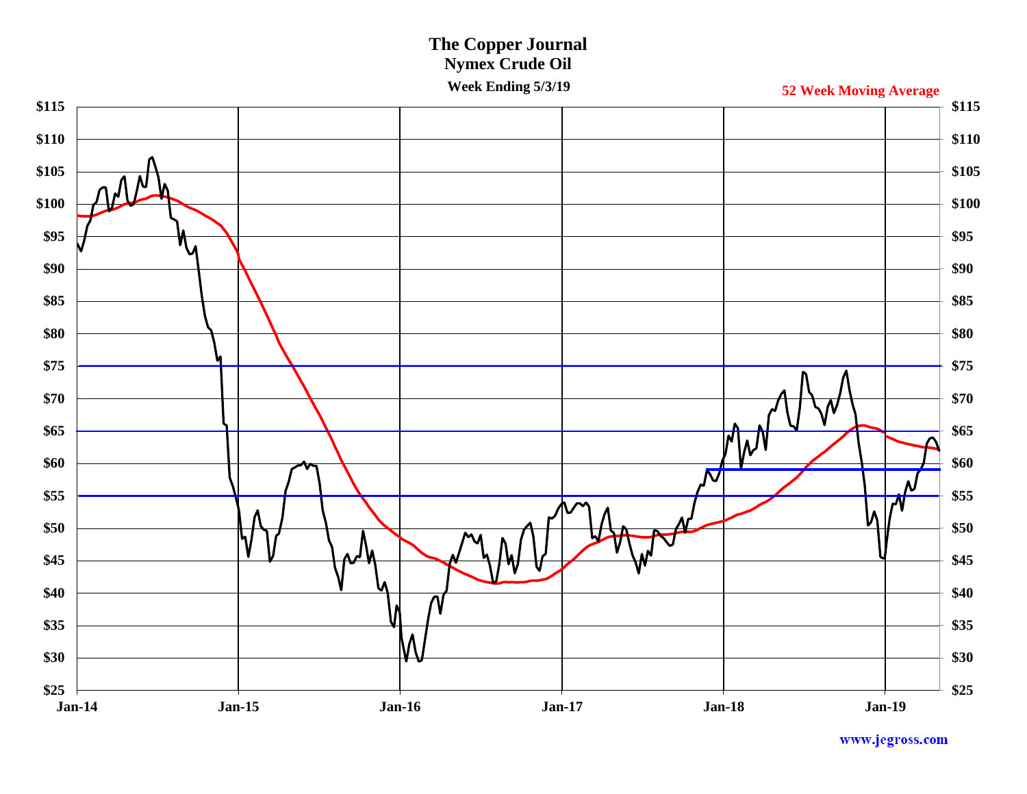# The Copper Journal

## Nymex Crude Oil

**Week Ending 5/3/19**

**52 Week Moving Average**

$115, $110, $105, $100, $95, $90, $85, $80, $75, $70, $65, $60, $55, $50, $45, $40, $35, $30, $25

Jan-14, Jan-15, Jan-16, Jan-17, Jan-18, Jan-19

www.jegross.com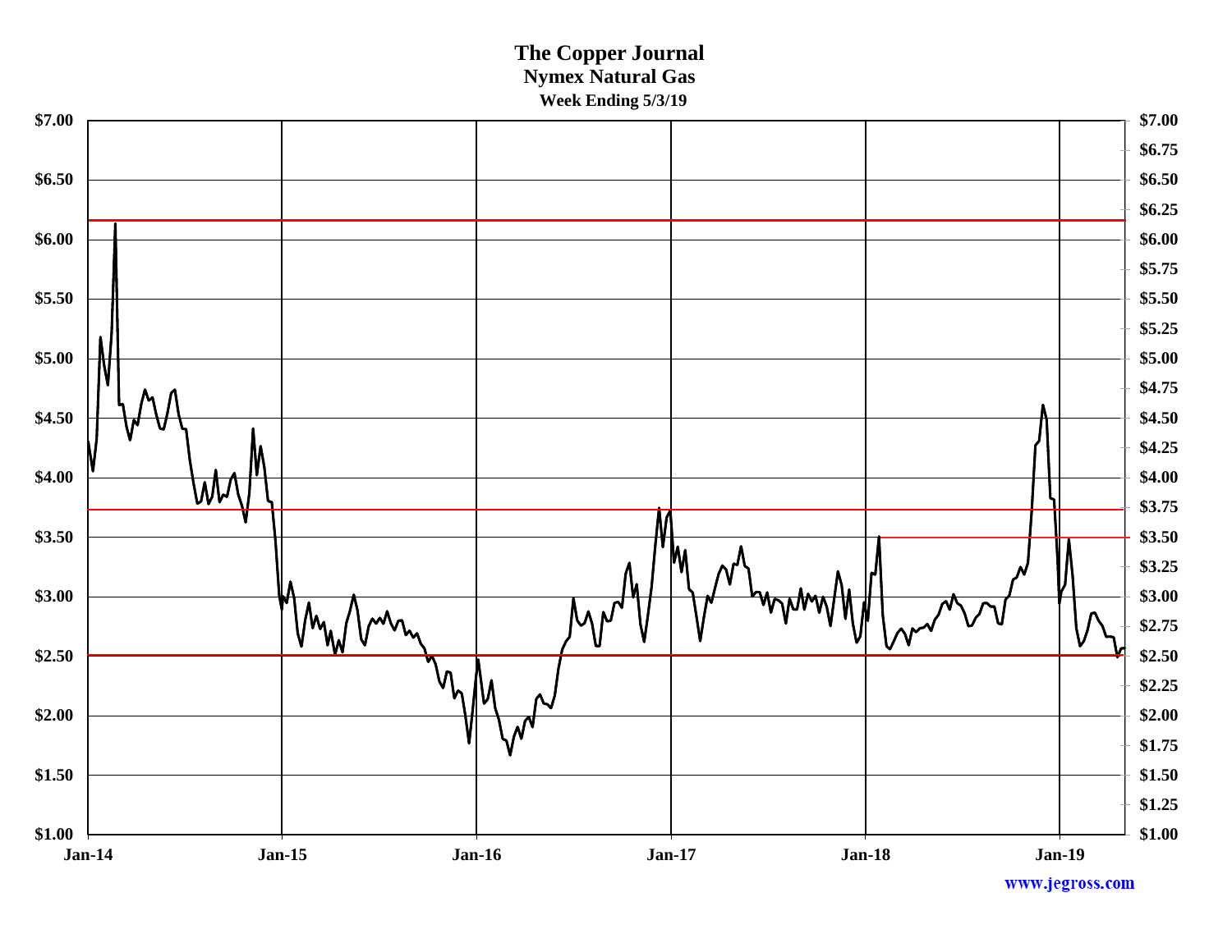# The Copper Journal

## Nymex Natural Gas

### Week Ending 5/3/19

www.jegross.com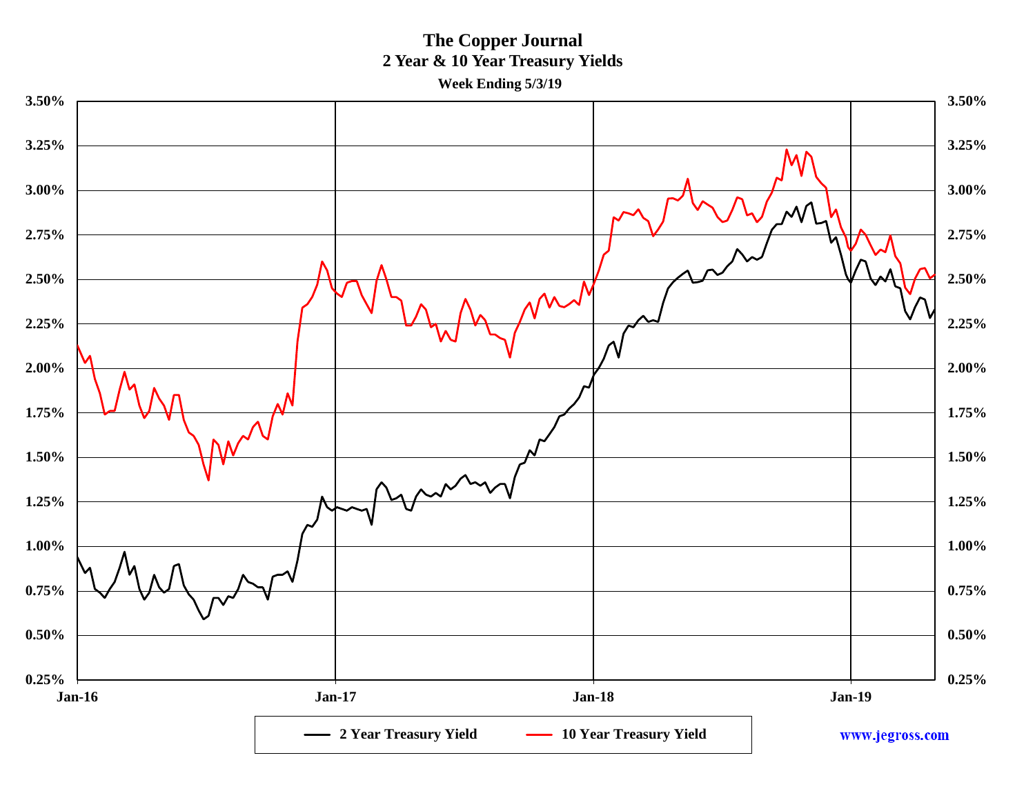# The Copper Journal
## 2 Year & 10 Year Treasury Yields
### Week Ending 5/3/19

3.50%
3.25%
3.00%
2.75%
2.50%
2.25%
2.00%
1.75%
1.50%
1.25%
1.00%
0.75%
0.50%
0.25%

Jan-16 Jan-17 Jan-18 Jan-19

2 Year Treasury Yield — 10 Year Treasury Yield

www.jegross.com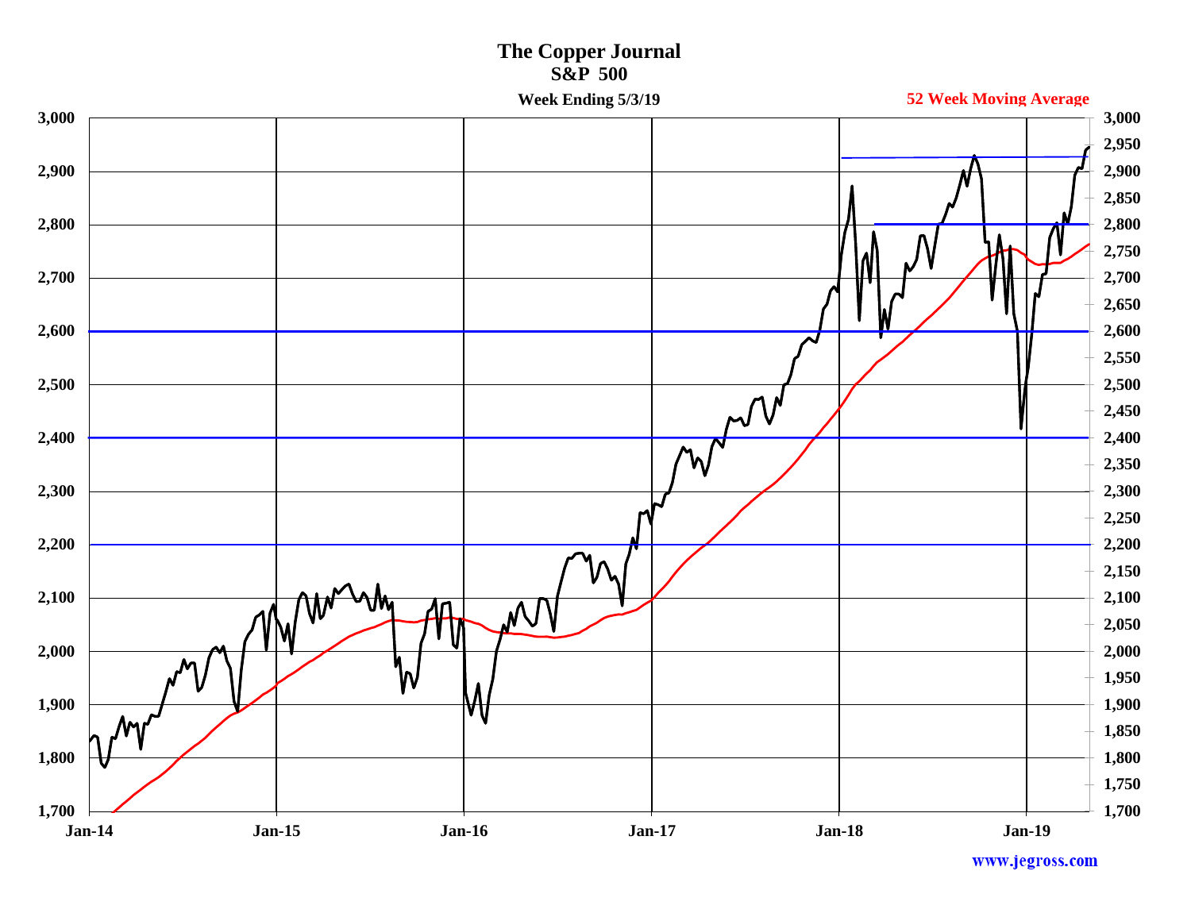# The Copper Journal
## S&P 500

**Week Ending 5/3/19**

**52 Week Moving Average**

www.jegross.com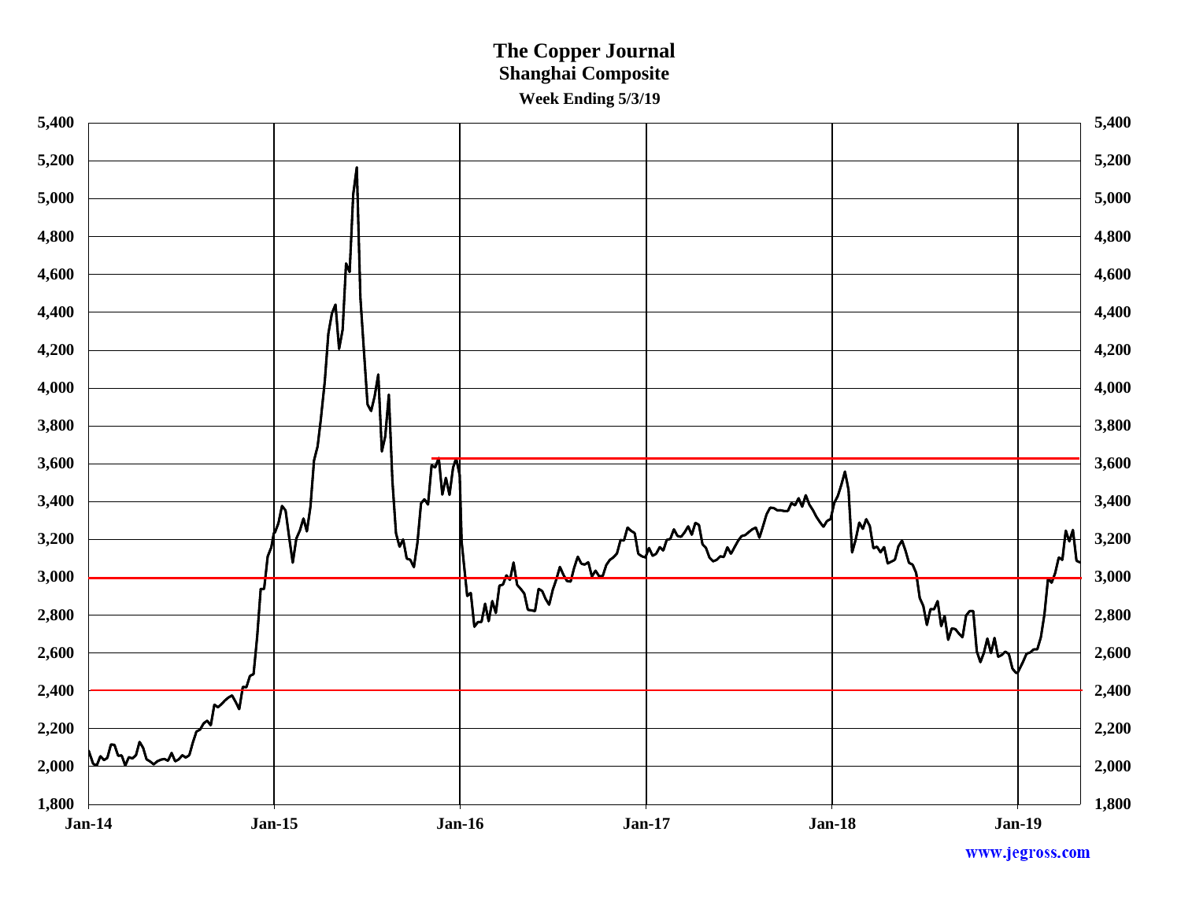# The Copper Journal

## Shanghai Composite

### Week Ending 5/3/19

5,400
5,200
5,000
4,800
4,600
4,400
4,200
4,000
3,800
3,600
3,400
3,200
3,000
2,800
2,600
2,400
2,200
2,000
1,800

Jan-14 Jan-15 Jan-16 Jan-17 Jan-18 Jan-19

www.jegross.com